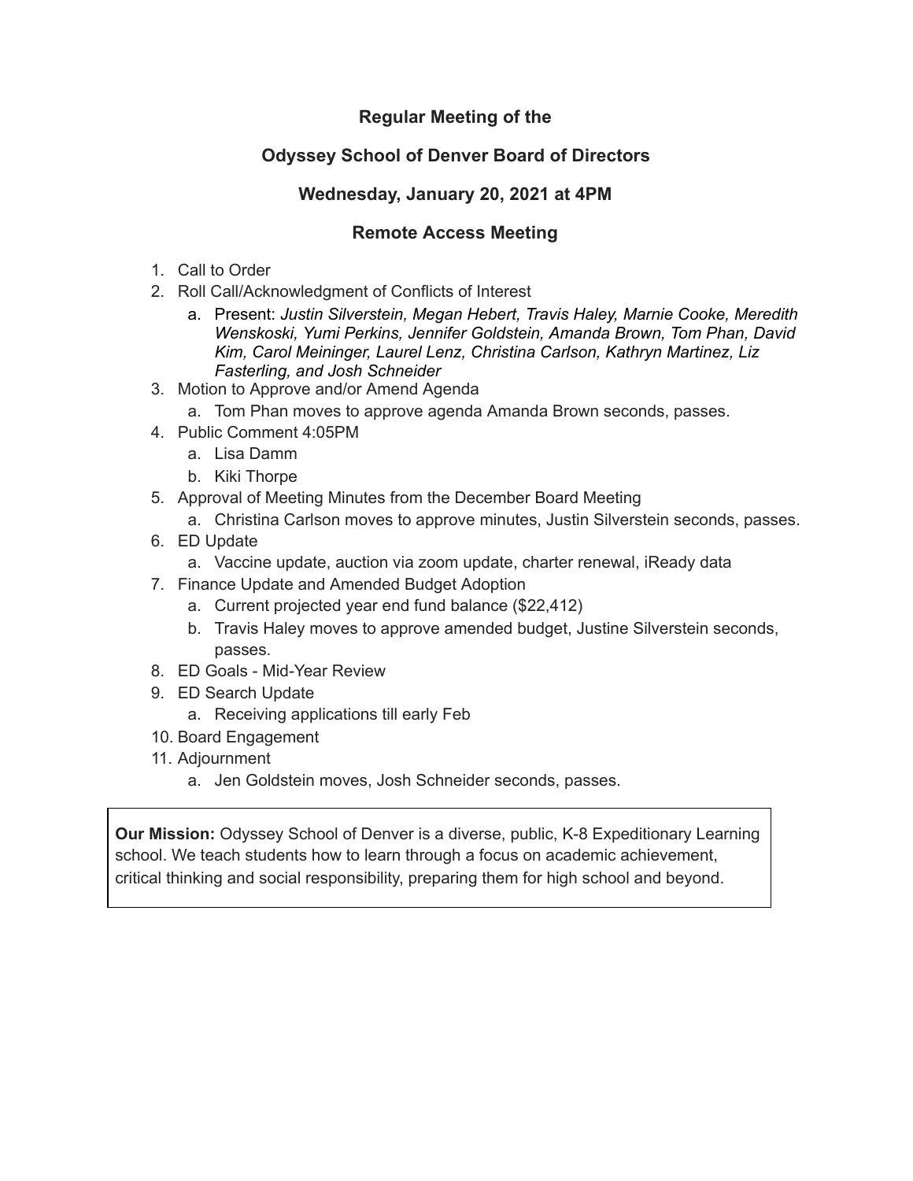**Regular Meeting of the**

**Odyssey School of Denver Board of Directors**

**Wednesday, January 20, 2021 at 4PM**

**Remote Access Meeting**

1. Call to Order
2. Roll Call/Acknowledgment of Conflicts of Interest
   a. Present: *Justin Silverstein, Megan Hebert, Travis Haley, Marnie Cooke, Meredith Wenskoski, Yumi Perkins, Jennifer Goldstein, Amanda Brown, Tom Phan, David Kim, Carol Meininger, Laurel Lenz, Christina Carlson, Kathryn Martinez, Liz Fasterling, and Josh Schneider*
3. Motion to Approve and/or Amend Agenda
   a. Tom Phan moves to approve agenda Amanda Brown seconds, passes.
4. Public Comment 4:05PM
   a. Lisa Damm
   b. Kiki Thorpe
5. Approval of Meeting Minutes from the December Board Meeting
   a. Christina Carlson moves to approve minutes, Justin Silverstein seconds, passes.
6. ED Update
   a. Vaccine update, auction via zoom update, charter renewal, iReady data
7. Finance Update and Amended Budget Adoption
   a. Current projected year end fund balance ($22,412)
   b. Travis Haley moves to approve amended budget, Justine Silverstein seconds, passes.
8. ED Goals - Mid-Year Review
9. ED Search Update
   a. Receiving applications till early Feb
10. Board Engagement
11. Adjournment
    a. Jen Goldstein moves, Josh Schneider seconds, passes.

**Our Mission:** Odyssey School of Denver is a diverse, public, K-8 Expeditionary Learning school. We teach students how to learn through a focus on academic achievement, critical thinking and social responsibility, preparing them for high school and beyond.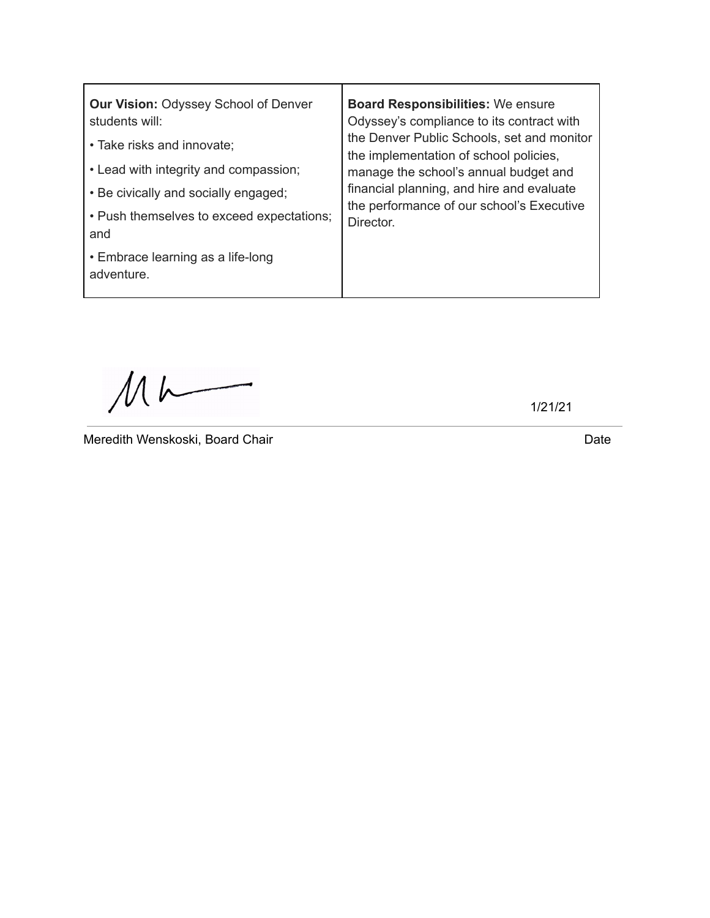| | |
|---|---|
| **Our Vision:** Odyssey School of Denver students will:<br>• Take risks and innovate;<br>• Lead with integrity and compassion;<br>• Be civically and socially engaged;<br>• Push themselves to exceed expectations; and<br>• Embrace learning as a life-long adventure. | **Board Responsibilities:** We ensure Odyssey's compliance to its contract with the Denver Public Schools, set and monitor the implementation of school policies, manage the school's annual budget and financial planning, and hire and evaluate the performance of our school's Executive Director. |

1/21/21

Meredith Wenskoski, Board Chair — Date